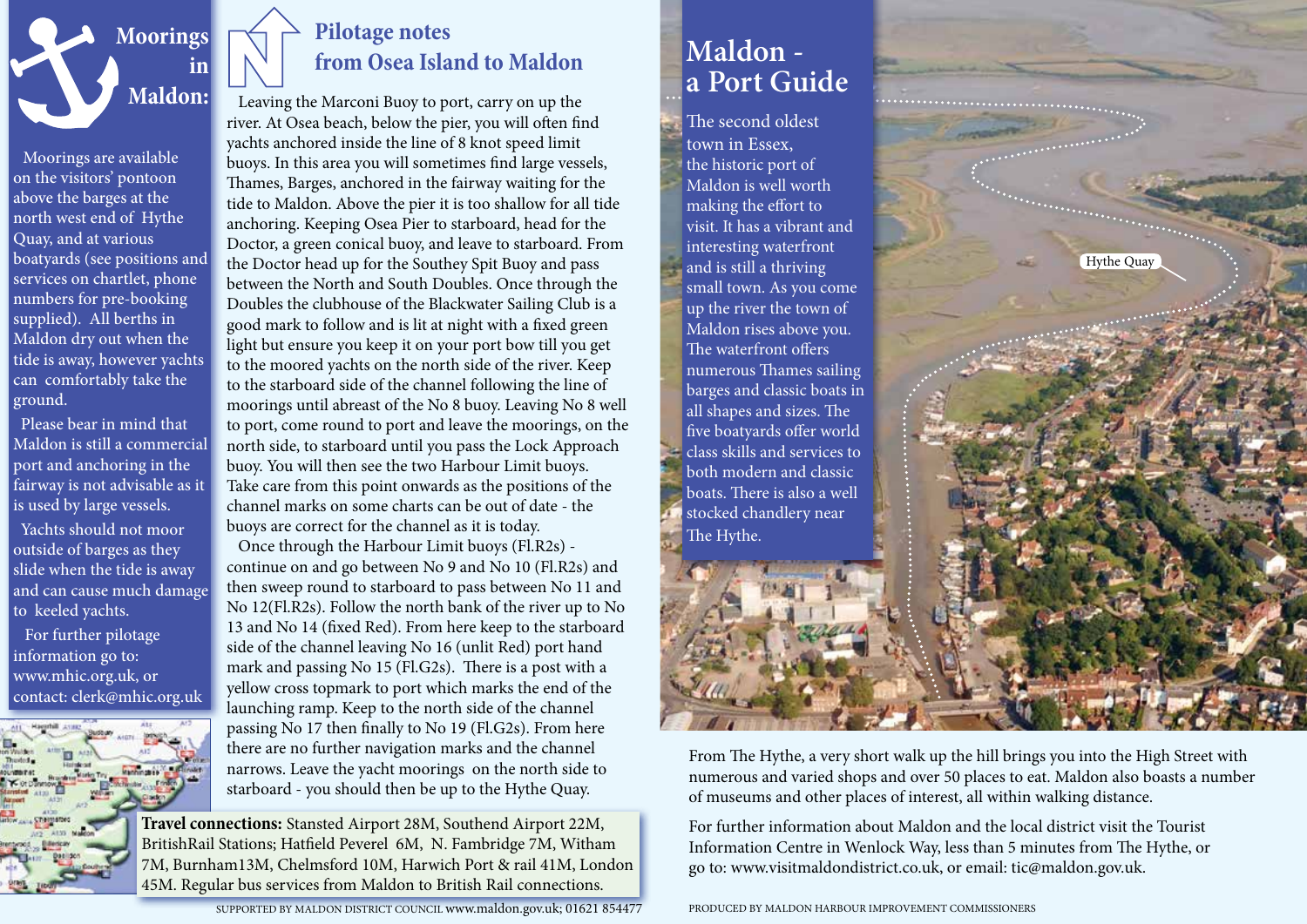# Moorings in Maldon:

Moorings are available on the visitors' pontoon above the barges at the north west end of Hythe Quay, and at various boatyards (see positions and services on chartlet, phone numbers for pre-booking supplied). All berths in Maldon dry out when the tide is away, however yachts can comfortably take the ground.

Please bear in mind that Maldon is still a commercial port and anchoring in the fairway is not advisable as it is used by large vessels.

Yachts should not moor outside of barges as they slide when the tide is away and can cause much damage to keeled yachts.

For further pilotage information go to: www.mhic.org.uk, or contact: clerk@mhic.org.uk

# Pilotage notes from Osea Island to Maldon

Leaving the Marconi Buoy to port, carry on up the river. At Osea beach, below the pier, you will often find yachts anchored inside the line of 8 knot speed limit buoys. In this area you will sometimes find large vessels, Thames, Barges, anchored in the fairway waiting for the tide to Maldon. Above the pier it is too shallow for all tide anchoring. Keeping Osea Pier to starboard, head for the Doctor, a green conical buoy, and leave to starboard. From the Doctor head up for the Southey Spit Buoy and pass between the North and South Doubles. Once through the Doubles the clubhouse of the Blackwater Sailing Club is a good mark to follow and is lit at night with a fixed green light but ensure you keep it on your port bow till you get to the moored yachts on the north side of the river. Keep to the starboard side of the channel following the line of moorings until abreast of the No 8 buoy. Leaving No 8 well to port, come round to port and leave the moorings, on the north side, to starboard until you pass the Lock Approach buoy. You will then see the two Harbour Limit buoys. Take care from this point onwards as the positions of the channel marks on some charts can be out of date - the buoys are correct for the channel as it is today.

Once through the Harbour Limit buoys (Fl.R2s) - continue on and go between No 9 and No 10 (Fl.R2s) and then sweep round to starboard to pass between No 11 and No 12(Fl.R2s). Follow the north bank of the river up to No 13 and No 14 (fixed Red). From here keep to the starboard side of the channel leaving No 16 (unlit Red) port hand mark and passing No 15 (Fl.G2s). There is a post with a yellow cross topmark to port which marks the end of the launching ramp. Keep to the north side of the channel passing No 17 then finally to No 19 (Fl.G2s). From here there are no further navigation marks and the channel narrows. Leave the yacht moorings on the north side to starboard - you should then be up to the Hythe Quay.

**Travel connections:** Stansted Airport 28M, Southend Airport 22M, BritishRail Stations; Hatfield Peverel 6M, N. Fambridge 7M, Witham 7M, Burnham13M, Chelmsford 10M, Harwich Port & rail 41M, London 45M. Regular bus services from Maldon to British Rail connections.

SUPPORTED BY MALDON DISTRICT COUNCIL www.maldon.gov.uk; 01621 854477

# Maldon - a Port Guide

The second oldest town in Essex, the historic port of Maldon is well worth making the effort to visit. It has a vibrant and interesting waterfront and is still a thriving small town. As you come up the river the town of Maldon rises above you. The waterfront offers numerous Thames sailing barges and classic boats in all shapes and sizes. The five boatyards offer world class skills and services to both modern and classic boats. There is also a well stocked chandlery near The Hythe.

Hythe Quay

From The Hythe, a very short walk up the hill brings you into the High Street with numerous and varied shops and over 50 places to eat. Maldon also boasts a number of museums and other places of interest, all within walking distance.

For further information about Maldon and the local district visit the Tourist Information Centre in Wenlock Way, less than 5 minutes from The Hythe, or go to: www.visitmaldondistrict.co.uk, or email: tic@maldon.gov.uk.

PRODUCED BY MALDON HARBOUR IMPROVEMENT COMMISSIONERS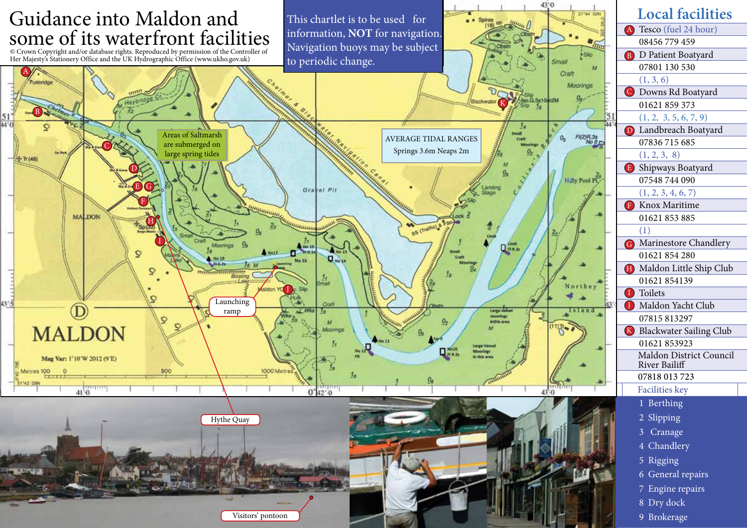# Guidance into Maldon and some of its waterfront facilities

© Crown Copyright and/or database rights. Reproduced by permission of the Controller of Her Majesty's Stationery Office and the UK Hydrographic Office (www.ukho.gov.uk)

This chartlet is to be used for information, **NOT** for navigation. Navigation buoys may be subject to periodic change.

Areas of Saltmarsh are submerged on large spring tides

AVERAGE TIDAL RANGES
Springs 3.6m Neaps 2m

Launching ramp

Hythe Quay

Visitors' pontoon

MALDON

Mag Var: 1°10'W 2012 (9'E)

## Local facilities

| | |
|---|---|
| A | Tesco (fuel 24 hour) 08456 779 459 |
| B | D Patient Boatyard 07801 130 530 (1, 3, 6) |
| C | Downs Rd Boatyard 01621 859 373 (1, 2, 3, 5, 6, 7, 9) |
| D | Landbreach Boatyard 07836 715 685 (1, 2, 3, 8) |
| E | Shipways Boatyard 07548 744 090 (1, 2, 3, 4, 6, 7) |
| F | Knox Maritime 01621 853 885 (1) |
| G | Marinestore Chandlery 01621 854 280 |
| H | Maldon Little Ship Club 01621 854139 |
| I | Toilets |
| J | Maldon Yacht Club 07815 813297 |
| K | Blackwater Sailing Club 01621 853923 |
| | Maldon District Council River Bailiff 07818 013 723 |

### Facilities key

1. Berthing
2. Slipping
3. Cranage
4. Chandlery
5. Rigging
6. General repairs
7. Engine repairs
8. Dry dock
9. Brokerage